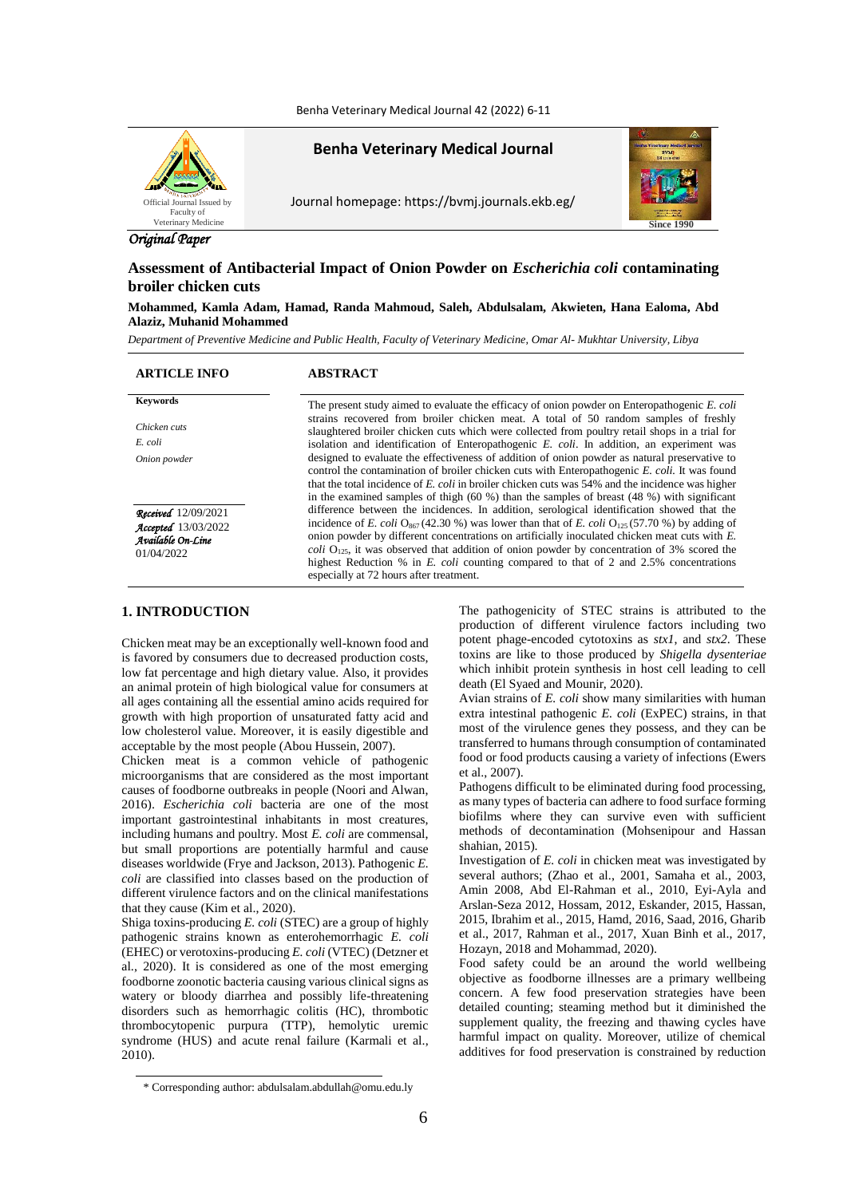Benha Veterinary Medical Journal

Journal homepage: https://bvmj.journals.ekb.eg/

*Original Paper*

# Assessment of Antibacterial Impact of Onion Powder on *Escherichia coli* contaminating broiler chicken cuts

**Mohammed, Kamla Adam, Hamad, Randa Mahmoud, Saleh, Abdulsalam, Akwieten, Hana Ealoma, Abd Alaziz, Muhanid Mohammed**

*Department of Preventive Medicine and Public Health, Faculty of Veterinary Medicine, Omar Al- Mukhtar University, Libya*

**ARTICLE INFO**

**Keywords**

*Chicken cuts*

*E. coli*

*Onion powder*

*Received* 12/09/2021
*Accepted* 13/03/2022
*Available On-Line* 01/04/2022

**ABSTRACT**

The present study aimed to evaluate the efficacy of onion powder on Enteropathogenic *E. coli* strains recovered from broiler chicken meat. A total of 50 random samples of freshly slaughtered broiler chicken cuts which were collected from poultry retail shops in a trial for isolation and identification of Enteropathogenic *E. coli*. In addition, an experiment was designed to evaluate the effectiveness of addition of onion powder as natural preservative to control the contamination of broiler chicken cuts with Enteropathogenic *E. coli.* It was found that the total incidence of *E. coli* in broiler chicken cuts was 54% and the incidence was higher in the examined samples of thigh (60 %) than the samples of breast (48 %) with significant difference between the incidences. In addition, serological identification showed that the incidence of *E. coli* $O_{867}$ (42.30 %) was lower than that of *E. coli* $O_{125}$ (57.70 %) by adding of onion powder by different concentrations on artificially inoculated chicken meat cuts with *E. coli* $O_{125}$, it was observed that addition of onion powder by concentration of 3% scored the highest Reduction % in *E. coli* counting compared to that of 2 and 2.5% concentrations especially at 72 hours after treatment.

## 1. INTRODUCTION

Chicken meat may be an exceptionally well-known food and is favored by consumers due to decreased production costs, low fat percentage and high dietary value. Also, it provides an animal protein of high biological value for consumers at all ages containing all the essential amino acids required for growth with high proportion of unsaturated fatty acid and low cholesterol value. Moreover, it is easily digestible and acceptable by the most people (Abou Hussein, 2007).

Chicken meat is a common vehicle of pathogenic microorganisms that are considered as the most important causes of foodborne outbreaks in people (Noori and Alwan, 2016). *Escherichia coli* bacteria are one of the most important gastrointestinal inhabitants in most creatures, including humans and poultry. Most *E. coli* are commensal, but small proportions are potentially harmful and cause diseases worldwide (Frye and Jackson, 2013). Pathogenic *E. coli* are classified into classes based on the production of different virulence factors and on the clinical manifestations that they cause (Kim et al., 2020).

Shiga toxins-producing *E. coli* (STEC) are a group of highly pathogenic strains known as enterohemorrhagic *E. coli* (EHEC) or verotoxins-producing *E. coli* (VTEC) (Detzner et al., 2020). It is considered as one of the most emerging foodborne zoonotic bacteria causing various clinical signs as watery or bloody diarrhea and possibly life-threatening disorders such as hemorrhagic colitis (HC), thrombotic thrombocytopenic purpura (TTP), hemolytic uremic syndrome (HUS) and acute renal failure (Karmali et al., 2010).

The pathogenicity of STEC strains is attributed to the production of different virulence factors including two potent phage-encoded cytotoxins as *stx1*, and *stx2*. These toxins are like to those produced by *Shigella dysenteriae* which inhibit protein synthesis in host cell leading to cell death (El Syaed and Mounir, 2020).

Avian strains of *E. coli* show many similarities with human extra intestinal pathogenic *E. coli* (ExPEC) strains, in that most of the virulence genes they possess, and they can be transferred to humans through consumption of contaminated food or food products causing a variety of infections (Ewers et al., 2007).

Pathogens difficult to be eliminated during food processing, as many types of bacteria can adhere to food surface forming biofilms where they can survive even with sufficient methods of decontamination (Mohsenipour and Hassan shahian, 2015).

Investigation of *E. coli* in chicken meat was investigated by several authors; (Zhao et al., 2001, Samaha et al., 2003, Amin 2008, Abd El-Rahman et al., 2010, Eyi-Ayla and Arslan-Seza 2012, Hossam, 2012, Eskander, 2015, Hassan, 2015, Ibrahim et al., 2015, Hamd, 2016, Saad, 2016, Gharib et al., 2017, Rahman et al., 2017, Xuan Binh et al., 2017, Hozayn, 2018 and Mohammad, 2020).

Food safety could be an around the world wellbeing objective as foodborne illnesses are a primary wellbeing concern. A few food preservation strategies have been detailed counting; steaming method but it diminished the supplement quality, the freezing and thawing cycles have harmful impact on quality. Moreover, utilize of chemical additives for food preservation is constrained by reduction

\* Corresponding author: abdulsalam.abdullah@omu.edu.ly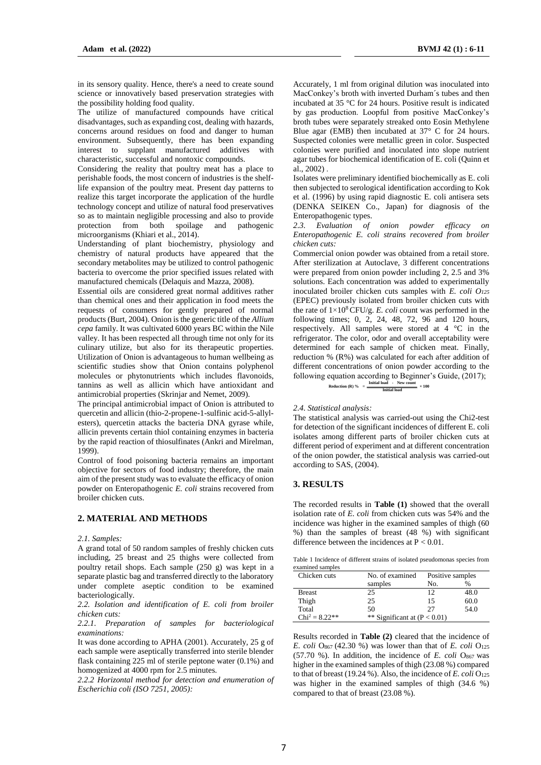in its sensory quality. Hence, there's a need to create sound science or innovatively based preservation strategies with the possibility holding food quality.

The utilize of manufactured compounds have critical disadvantages, such as expanding cost, dealing with hazards, concerns around residues on food and danger to human environment. Subsequently, there has been expanding interest to supplant manufactured additives with characteristic, successful and nontoxic compounds.

Considering the reality that poultry meat has a place to perishable foods, the most concern of industries is the shelf-life expansion of the poultry meat. Present day patterns to realize this target incorporate the application of the hurdle technology concept and utilize of natural food preservatives so as to maintain negligible processing and also to provide protection from both spoilage and pathogenic microorganisms (Khiari et al., 2014).

Understanding of plant biochemistry, physiology and chemistry of natural products have appeared that the secondary metabolites may be utilized to control pathogenic bacteria to overcome the prior specified issues related with manufactured chemicals (Delaquis and Mazza, 2008).

Essential oils are considered great normal additives rather than chemical ones and their application in food meets the requests of consumers for gently prepared of normal products (Burt, 2004). Onion is the generic title of the *Allium cepa* family. It was cultivated 6000 years BC within the Nile valley. It has been respected all through time not only for its culinary utilize, but also for its therapeutic properties. Utilization of Onion is advantageous to human wellbeing as scientific studies show that Onion contains polyphenol molecules or phytonutrients which includes flavonoids, tannins as well as allicin which have antioxidant and antimicrobial properties (Skrinjar and Nemet, 2009).

The principal antimicrobial impact of Onion is attributed to quercetin and allicin (thio-2-propene-1-sulfinic acid-5-allyl-esters), quercetin attacks the bacteria DNA gyrase while, allicin prevents certain thiol containing enzymes in bacteria by the rapid reaction of thiosulfinates (Ankri and Mirelman, 1999).

Control of food poisoning bacteria remains an important objective for sectors of food industry; therefore, the main aim of the present study was to evaluate the efficacy of onion powder on Enteropathogenic *E. coli* strains recovered from broiler chicken cuts.

## 2. MATERIAL AND METHODS

*2.1. Samples:*

A grand total of 50 random samples of freshly chicken cuts including, 25 breast and 25 thighs were collected from poultry retail shops. Each sample (250 g) was kept in a separate plastic bag and transferred directly to the laboratory under complete aseptic condition to be examined bacteriologically.

*2.2. Isolation and identification of E. coli from broiler chicken cuts:*

*2.2.1. Preparation of samples for bacteriological examinations:*

It was done according to APHA (2001). Accurately, 25 g of each sample were aseptically transferred into sterile blender flask containing 225 ml of sterile peptone water (0.1%) and homogenized at 4000 rpm for 2.5 minutes.

*2.2.2 Horizontal method for detection and enumeration of Escherichia coli (ISO 7251, 2005):*

Accurately, 1 ml from original dilution was inoculated into MacConkey's broth with inverted Durham´s tubes and then incubated at 35 °C for 24 hours. Positive result is indicated by gas production. Loopful from positive MacConkey's broth tubes were separately streaked onto Eosin Methylene Blue agar (EMB) then incubated at 37° C for 24 hours. Suspected colonies were metallic green in color. Suspected colonies were purified and inoculated into slope nutrient agar tubes for biochemical identification of E. coli (Quinn et al., 2002) .

Isolates were preliminary identified biochemically as E. coli then subjected to serological identification according to Kok et al. (1996) by using rapid diagnostic E. coli antisera sets (DENKA SEIKEN Co., Japan) for diagnosis of the Enteropathogenic types.

*2.3. Evaluation of onion powder efficacy on Enteropathogenic E. coli strains recovered from broiler chicken cuts:*

Commercial onion powder was obtained from a retail store. After sterilization at Autoclave, 3 different concentrations were prepared from onion powder including 2, 2.5 and 3% solutions. Each concentration was added to experimentally inoculated broiler chicken cuts samples with *E. coli* $O_{125}$ (EPEC) previously isolated from broiler chicken cuts with the rate of $1\times10^8$ CFU/g. *E. coli* count was performed in the following times; 0, 2, 24, 48, 72, 96 and 120 hours, respectively. All samples were stored at 4 °C in the refrigerator. The color, odor and overall acceptability were determined for each sample of chicken meat. Finally, reduction % (R%) was calculated for each after addition of different concentrations of onion powder according to the following equation according to Beginner's Guide, (2017);

$$\text{Reduction (R) \%} = \frac{\text{Initial load} - \text{New count}}{\text{Initial load}} \times 100$$

*2.4. Statistical analysis:*

The statistical analysis was carried-out using the Chi2-test for detection of the significant incidences of different E. coli isolates among different parts of broiler chicken cuts at different period of experiment and at different concentration of the onion powder, the statistical analysis was carried-out according to SAS, (2004).

## 3. RESULTS

The recorded results in **Table (1)** showed that the overall isolation rate of *E. coli* from chicken cuts was 54% and the incidence was higher in the examined samples of thigh (60 %) than the samples of breast (48 %) with significant difference between the incidences at $P < 0.01$.

Table 1 Incidence of different strains of isolated pseudomonas species from examined samples

| Chicken cuts | No. of examined samples | Positive samples | |
|---|---|---|---|
| | | No. | % |
| Breast | 25 | 12 | 48.0 |
| Thigh | 25 | 15 | 60.0 |
| Total | 50 | 27 | 54.0 |
| $Chi^2 = 8.22$** | ** Significant at ($P < 0.01$) | | |

Results recorded in **Table (2)** cleared that the incidence of *E. coli* $O_{867}$ (42.30 %) was lower than that of *E. coli* $O_{125}$ (57.70 %). In addition, the incidence of *E. coli* $O_{867}$ was higher in the examined samples of thigh (23.08 %) compared to that of breast (19.24 %). Also, the incidence of *E. coli* $O_{125}$ was higher in the examined samples of thigh (34.6 %) compared to that of breast (23.08 %).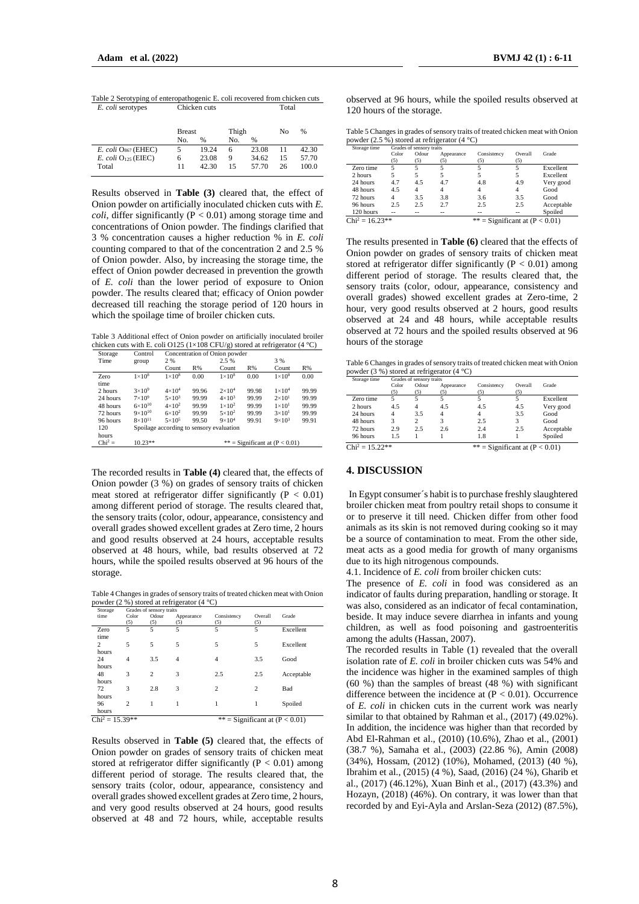Table 2 Serotyping of enteropathogenic E. coli recovered from chicken cuts

| *E. coli* serotypes | Chicken cuts | | | | Total | |
|---|---|---|---|---|---|---|
| | Breast | | Thigh | | No | % |
| | No. | % | No. | % | | |
| *E. coli* $O_{867}$ (EHEC) | 5 | 19.24 | 6 | 23.08 | 11 | 42.30 |
| *E. coli* $O_{125}$ (EIEC) | 6 | 23.08 | 9 | 34.62 | 15 | 57.70 |
| Total | 11 | 42.30 | 15 | 57.70 | 26 | 100.0 |

Results observed in **Table (3)** cleared that, the effect of Onion powder on artificially inoculated chicken cuts with *E. coli*, differ significantly ($P < 0.01$) among storage time and concentrations of Onion powder. The findings clarified that 3 % concentration causes a higher reduction % in *E. coli* counting compared to that of the concentration 2 and 2.5 % of Onion powder. Also, by increasing the storage time, the effect of Onion powder decreased in prevention the growth of *E. coli* than the lower period of exposure to Onion powder. The results cleared that; efficacy of Onion powder decreased till reaching the storage period of 120 hours in which the spoilage time of broiler chicken cuts.

Table 3 Additional effect of Onion powder on artificially inoculated broiler chicken cuts with E. coli O125 ($1\times108$ CFU/g) stored at refrigerator (4 °C)

| Storage Time | Control group | Concentration of Onion powder | | | | | |
|---|---|---|---|---|---|---|---|
| | | 2 % | | 2.5 % | | 3 % | |
| | | Count | R% | Count | R% | Count | R% |
| Zero time | $1\times10^8$ | $1\times10^8$ | 0.00 | $1\times10^8$ | 0.00 | $1\times10^8$ | 0.00 |
| 2 hours | $3\times10^9$ | $4\times10^4$ | 99.96 | $2\times10^4$ | 99.98 | $1\times10^4$ | 99.99 |
| 24 hours | $7\times10^9$ | $5\times10^3$ | 99.99 | $4\times10^3$ | 99.99 | $2\times10^1$ | 99.99 |
| 48 hours | $6\times10^{10}$ | $4\times10^2$ | 99.99 | $1\times10^2$ | 99.99 | $1\times10^1$ | 99.99 |
| 72 hours | $9\times10^{10}$ | $6\times10^2$ | 99.99 | $5\times10^2$ | 99.99 | $3\times10^1$ | 99.99 |
| 96 hours | $8\times10^{11}$ | $5\times10^5$ | 99.50 | $9\times10^4$ | 99.91 | $9\times10^3$ | 99.91 |
| 120 hours | Spoilage according to sensory evaluation | | | | | | |
| $Chi^2 =$ | 10.23** | | | ** = Significant at ($P < 0.01$) | | | |

The recorded results in **Table (4)** cleared that, the effects of Onion powder (3 %) on grades of sensory traits of chicken meat stored at refrigerator differ significantly ($P < 0.01$) among different period of storage. The results cleared that, the sensory traits (color, odour, appearance, consistency and overall grades showed excellent grades at Zero time, 2 hours and good results observed at 24 hours, acceptable results observed at 48 hours, while, bad results observed at 72 hours, while the spoiled results observed at 96 hours of the storage.

Table 4 Changes in grades of sensory traits of treated chicken meat with Onion powder (2 %) stored at refrigerator (4 °C)

| Storage time | Grades of sensory traits | | | | | |
|---|---|---|---|---|---|---|
| | Color (5) | Odour (5) | Appearance (5) | Consistency (5) | Overall (5) | Grade |
| Zero time | 5 | 5 | 5 | 5 | 5 | Excellent |
| 2 hours | 5 | 5 | 5 | 5 | 5 | Excellent |
| 24 hours | 4 | 3.5 | 4 | 4 | 3.5 | Good |
| 48 hours | 3 | 2 | 3 | 2.5 | 2.5 | Acceptable |
| 72 hours | 3 | 2.8 | 3 | 2 | 2 | Bad |
| 96 hours | 2 | 1 | 1 | 1 | 1 | Spoiled |
| $Chi^2 = 15.39$** | | | | ** = Significant at ($P < 0.01$) | | |

Results observed in **Table (5)** cleared that, the effects of Onion powder on grades of sensory traits of chicken meat stored at refrigerator differ significantly ($P < 0.01$) among different period of storage. The results cleared that, the sensory traits (color, odour, appearance, consistency and overall grades showed excellent grades at Zero time, 2 hours, and very good results observed at 24 hours, good results observed at 48 and 72 hours, while, acceptable results observed at 96 hours, while the spoiled results observed at 120 hours of the storage.

Table 5 Changes in grades of sensory traits of treated chicken meat with Onion powder (2.5 %) stored at refrigerator (4 °C)

| Storage time | Grades of sensory traits | | | | | |
|---|---|---|---|---|---|---|
| | Color (5) | Odour (5) | Appearance (5) | Consistency (5) | Overall (5) | Grade |
| Zero time | 5 | 5 | 5 | 5 | 5 | Excellent |
| 2 hours | 5 | 5 | 5 | 5 | 5 | Excellent |
| 24 hours | 4.7 | 4.5 | 4.7 | 4.8 | 4.9 | Very good |
| 48 hours | 4.5 | 4 | 4 | 4 | 4 | Good |
| 72 hours | 4 | 3.5 | 3.8 | 3.6 | 3.5 | Good |
| 96 hours | 2.5 | 2.5 | 2.7 | 2.5 | 2.5 | Acceptable |
| 120 hours | -- | -- | -- | -- | -- | Spoiled |
| $Chi^2 = 16.23$** | | | | ** = Significant at ($P < 0.01$) | | |

The results presented in **Table (6)** cleared that the effects of Onion powder on grades of sensory traits of chicken meat stored at refrigerator differ significantly ($P < 0.01$) among different period of storage. The results cleared that, the sensory traits (color, odour, appearance, consistency and overall grades) showed excellent grades at Zero-time, 2 hour, very good results observed at 2 hours, good results observed at 24 and 48 hours, while acceptable results observed at 72 hours and the spoiled results observed at 96 hours of the storage

Table 6 Changes in grades of sensory traits of treated chicken meat with Onion powder (3 %) stored at refrigerator (4 °C)

| Storage time | Grades of sensory traits | | | | | |
|---|---|---|---|---|---|---|
| | Color (5) | Odour (5) | Appearance (5) | Consistency (5) | Overall (5) | Grade |
| Zero time | 5 | 5 | 5 | 5 | 5 | Excellent |
| 2 hours | 4.5 | 4 | 4.5 | 4.5 | 4.5 | Very good |
| 24 hours | 4 | 3.5 | 4 | 4 | 3.5 | Good |
| 48 hours | 3 | 2 | 3 | 2.5 | 3 | Good |
| 72 hours | 2.9 | 2.5 | 2.6 | 2.4 | 2.5 | Acceptable |
| 96 hours | 1.5 | 1 | 1 | 1.8 | 1 | Spoiled |
| $Chi^2 = 15.22$** | | | | ** = Significant at ($P < 0.01$) | | |

## 4. DISCUSSION

In Egypt consumer´s habit is to purchase freshly slaughtered broiler chicken meat from poultry retail shops to consume it or to preserve it till need. Chicken differ from other food animals as its skin is not removed during cooking so it may be a source of contamination to meat. From the other side, meat acts as a good media for growth of many organisms due to its high nitrogenous compounds.

4.1. Incidence of *E. coli* from broiler chicken cuts:

The presence of *E. coli* in food was considered as an indicator of faults during preparation, handling or storage. It was also, considered as an indicator of fecal contamination, beside. It may induce severe diarrhea in infants and young children, as well as food poisoning and gastroenteritis among the adults (Hassan, 2007).

The recorded results in Table (1) revealed that the overall isolation rate of *E. coli* in broiler chicken cuts was 54% and the incidence was higher in the examined samples of thigh (60 %) than the samples of breast (48 %) with significant difference between the incidence at ($P < 0.01$). Occurrence of *E. coli* in chicken cuts in the current work was nearly similar to that obtained by Rahman et al., (2017) (49.02%). In addition, the incidence was higher than that recorded by Abd El-Rahman et al., (2010) (10.6%), Zhao et al., (2001) (38.7 %), Samaha et al., (2003) (22.86 %), Amin (2008) (34%), Hossam, (2012) (10%), Mohamed, (2013) (40 %), Ibrahim et al., (2015) (4 %), Saad, (2016) (24 %), Gharib et al., (2017) (46.12%), Xuan Binh et al., (2017) (43.3%) and Hozayn, (2018) (46%). On contrary, it was lower than that recorded by and Eyi-Ayla and Arslan-Seza (2012) (87.5%),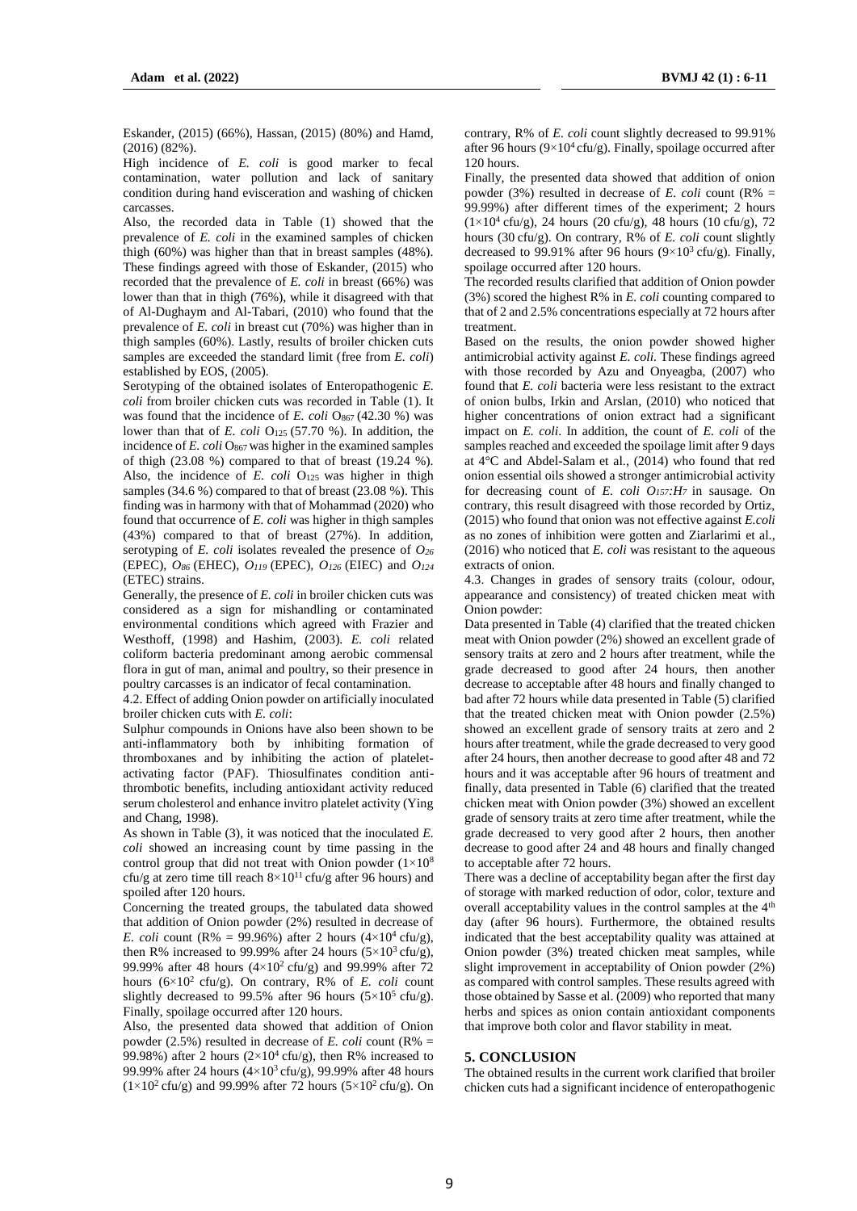Eskander, (2015) (66%), Hassan, (2015) (80%) and Hamd, (2016) (82%).

High incidence of *E. coli* is good marker to fecal contamination, water pollution and lack of sanitary condition during hand evisceration and washing of chicken carcasses.

Also, the recorded data in Table (1) showed that the prevalence of *E. coli* in the examined samples of chicken thigh (60%) was higher than that in breast samples (48%). These findings agreed with those of Eskander, (2015) who recorded that the prevalence of *E. coli* in breast (66%) was lower than that in thigh (76%), while it disagreed with that of Al-Dughaym and Al-Tabari, (2010) who found that the prevalence of *E. coli* in breast cut (70%) was higher than in thigh samples (60%). Lastly, results of broiler chicken cuts samples are exceeded the standard limit (free from *E. coli*) established by EOS, (2005).

Serotyping of the obtained isolates of Enteropathogenic *E. coli* from broiler chicken cuts was recorded in Table (1). It was found that the incidence of *E. coli* $O_{867}$ (42.30 %) was lower than that of *E. coli* $O_{125}$ (57.70 %). In addition, the incidence of *E. coli* $O_{867}$ was higher in the examined samples of thigh (23.08 %) compared to that of breast (19.24 %). Also, the incidence of *E. coli* $O_{125}$ was higher in thigh samples (34.6 %) compared to that of breast (23.08 %). This finding was in harmony with that of Mohammad (2020) who found that occurrence of *E. coli* was higher in thigh samples (43%) compared to that of breast (27%). In addition, serotyping of *E. coli* isolates revealed the presence of $O_{26}$ (EPEC), $O_{86}$ (EHEC), $O_{119}$ (EPEC), $O_{126}$ (EIEC) and $O_{124}$ (ETEC) strains.

Generally, the presence of *E. coli* in broiler chicken cuts was considered as a sign for mishandling or contaminated environmental conditions which agreed with Frazier and Westhoff, (1998) and Hashim, (2003). *E. coli* related coliform bacteria predominant among aerobic commensal flora in gut of man, animal and poultry, so their presence in poultry carcasses is an indicator of fecal contamination.

4.2. Effect of adding Onion powder on artificially inoculated broiler chicken cuts with *E. coli*:

Sulphur compounds in Onions have also been shown to be anti-inflammatory both by inhibiting formation of thromboxanes and by inhibiting the action of platelet-activating factor (PAF). Thiosulfinates condition anti-thrombotic benefits, including antioxidant activity reduced serum cholesterol and enhance invitro platelet activity (Ying and Chang, 1998).

As shown in Table (3), it was noticed that the inoculated *E. coli* showed an increasing count by time passing in the control group that did not treat with Onion powder ($1\times10^{8}$ cfu/g at zero time till reach $8\times10^{11}$ cfu/g after 96 hours) and spoiled after 120 hours.

Concerning the treated groups, the tabulated data showed that addition of Onion powder (2%) resulted in decrease of *E. coli* count (R% = 99.96%) after 2 hours ($4\times10^{4}$ cfu/g), then R% increased to 99.99% after 24 hours ($5\times10^{3}$ cfu/g), 99.99% after 48 hours ($4\times10^{2}$ cfu/g) and 99.99% after 72 hours ($6\times10^{2}$ cfu/g). On contrary, R% of *E. coli* count slightly decreased to 99.5% after 96 hours ($5\times10^{5}$ cfu/g). Finally, spoilage occurred after 120 hours.

Also, the presented data showed that addition of Onion powder (2.5%) resulted in decrease of *E. coli* count (R% = 99.98%) after 2 hours ($2\times10^{4}$ cfu/g), then R% increased to 99.99% after 24 hours ($4\times10^{3}$ cfu/g), 99.99% after 48 hours ($1\times10^{2}$ cfu/g) and 99.99% after 72 hours ($5\times10^{2}$ cfu/g). On contrary, R% of *E. coli* count slightly decreased to 99.91% after 96 hours ($9\times10^{4}$ cfu/g). Finally, spoilage occurred after 120 hours.

Finally, the presented data showed that addition of onion powder (3%) resulted in decrease of *E. coli* count (R% = 99.99%) after different times of the experiment; 2 hours ($1\times10^{4}$ cfu/g), 24 hours (20 cfu/g), 48 hours (10 cfu/g), 72 hours (30 cfu/g). On contrary, R% of *E. coli* count slightly decreased to 99.91% after 96 hours ($9\times10^{3}$ cfu/g). Finally, spoilage occurred after 120 hours.

The recorded results clarified that addition of Onion powder (3%) scored the highest R% in *E. coli* counting compared to that of 2 and 2.5% concentrations especially at 72 hours after treatment.

Based on the results, the onion powder showed higher antimicrobial activity against *E. coli*. These findings agreed with those recorded by Azu and Onyeagba, (2007) who found that *E. coli* bacteria were less resistant to the extract of onion bulbs, Irkin and Arslan, (2010) who noticed that higher concentrations of onion extract had a significant impact on *E. coli*. In addition, the count of *E. coli* of the samples reached and exceeded the spoilage limit after 9 days at 4°C and Abdel-Salam et al., (2014) who found that red onion essential oils showed a stronger antimicrobial activity for decreasing count of *E. coli* $O_{157}$:$H_{7}$ in sausage. On contrary, this result disagreed with those recorded by Ortiz, (2015) who found that onion was not effective against *E.coli* as no zones of inhibition were gotten and Ziarlarimi et al., (2016) who noticed that *E. coli* was resistant to the aqueous extracts of onion.

4.3. Changes in grades of sensory traits (colour, odour, appearance and consistency) of treated chicken meat with Onion powder:

Data presented in Table (4) clarified that the treated chicken meat with Onion powder (2%) showed an excellent grade of sensory traits at zero and 2 hours after treatment, while the grade decreased to good after 24 hours, then another decrease to acceptable after 48 hours and finally changed to bad after 72 hours while data presented in Table (5) clarified that the treated chicken meat with Onion powder (2.5%) showed an excellent grade of sensory traits at zero and 2 hours after treatment, while the grade decreased to very good after 24 hours, then another decrease to good after 48 and 72 hours and it was acceptable after 96 hours of treatment and finally, data presented in Table (6) clarified that the treated chicken meat with Onion powder (3%) showed an excellent grade of sensory traits at zero time after treatment, while the grade decreased to very good after 2 hours, then another decrease to good after 24 and 48 hours and finally changed to acceptable after 72 hours.

There was a decline of acceptability began after the first day of storage with marked reduction of odor, color, texture and overall acceptability values in the control samples at the 4th day (after 96 hours). Furthermore, the obtained results indicated that the best acceptability quality was attained at Onion powder (3%) treated chicken meat samples, while slight improvement in acceptability of Onion powder (2%) as compared with control samples. These results agreed with those obtained by Sasse et al. (2009) who reported that many herbs and spices as onion contain antioxidant components that improve both color and flavor stability in meat.

## 5. CONCLUSION

The obtained results in the current work clarified that broiler chicken cuts had a significant incidence of enteropathogenic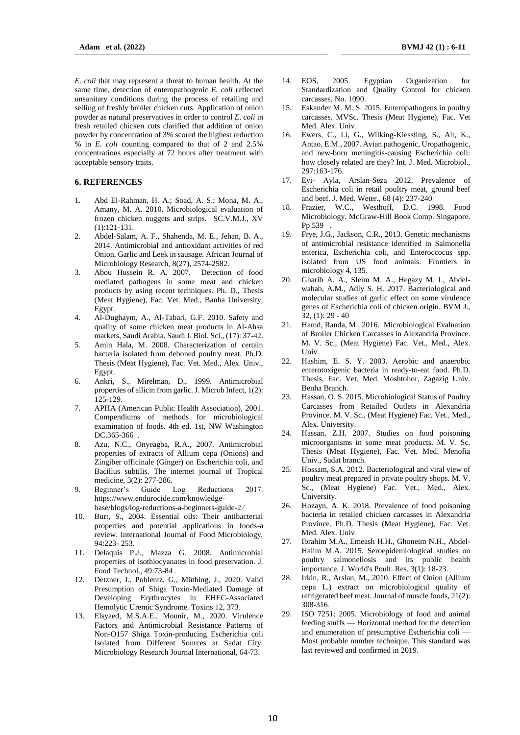*E. coli* that may represent a threat to human health. At the same time, detection of enteropathogenic *E. coli* reflected unsanitary conditions during the process of retailing and selling of freshly broiler chicken cuts. Application of onion powder as natural preservatives in order to control *E. coli* in fresh retailed chicken cuts clarified that addition of onion powder by concentration of 3% scored the highest reduction % in *E. coli* counting compared to that of 2 and 2.5% concentrations especially at 72 hours after treatment with acceptable sensory traits.

## 6. REFERENCES

1. Abd El-Rahman, H. A.; Soad, A. S.; Mona, M. A., Amany, M. A. 2010. Microbiological evaluation of frozen chicken nuggets and strips. SC.V.M.J., XV (1):121-131.
2. Abdel-Salam, A. F., Shahenda, M. E., Jehan, B. A., 2014. Antimicrobial and antioxidant activities of red Onion, Garlic and Leek in sausage. African Journal of Microbiology Research, 8(27), 2574-2582.
3. Abou Hussein R. A. 2007. Detection of food mediated pathogens in some meat and chicken products by using recent techniques. Ph. D., Thesis (Meat Hygiene), Fac. Vet. Med., Banha University, Egypt.
4. Al-Dughaym, A., Al-Tabari, G.F. 2010. Safety and quality of some chicken meat products in Al-Ahsa markets, Saudi Arabia. Saudi J. Biol. Sci., (17): 37-42.
5. Amin Hala, M. 2008. Characterization of certain bacteria isolated from deboned poultry meat. Ph.D. Thesis (Meat Hygiene), Fac. Vet. Med., Alex. Univ., Egypt.
6. Ankri, S., Mirelman, D., 1999. Antimicrobial properties of allicin from garlic. J. Microb Infect, 1(2): 125-129.
7. APHA (American Public Health Association), 2001. Compendiums of methods for microbiological examination of foods. 4th ed. 1st, NW Washington DC.365-366 .
8. Azu, N.C., Onyeagba, R.A., 2007. Antimicrobial properties of extracts of Allium cepa (Onions) and Zingiber officinale (Ginger) on Escherichia coli, and Bacillus subtilis. The internet journal of Tropical medicine, 3(2): 277-286.
9. Beginner's Guide Log Reductions 2017. https://www.endurocide.com/knowledge-base/blogs/log-reductions-a-beginners-guide-2/
10. Burt, S., 2004. Essential oils: Their antibacterial properties and potential applications in foods-a review. International Journal of Food Microbiology, 94:223- 253.
11. Delaquis P.J., Mazza G. 2008. Antimicrobial properties of isothiocyanates in food preservation. J. Food Technol., 49:73-84 .
12. Detzner, J., Pohlentz, G., Müthing, J., 2020. Valid Presumption of Shiga Toxin-Mediated Damage of Developing Erythrocytes in EHEC-Associated Hemolytic Uremic Syndrome. Toxins 12, 373.
13. Elsyaed, M.S.A.E., Mounir, M., 2020. Virulence Factors and Antimicrobial Resistance Patterns of Non-O157 Shiga Toxin-producing Escherichia coli Isolated from Different Sources at Sadat City. Microbiology Research Journal International, 64-73.
14. EOS, 2005. Egyptian Organization for Standardization and Quality Control for chicken carcasses, No. 1090.
15. Eskander M. M. S. 2015. Enteropathogens in poultry carcasses. MVSc. Thesis (Meat Hygiene), Fac. Vet Med. Alex. Univ.
16. Ewers, C., Li, G., Wilking-Kiessling, S., Alt, K., Antao, E.M., 2007. Avian pathogenic, Uropathogenic, and new-born meningitis-causing Escherichia coli: how closely related are they? Int. J. Med. Microbiol., 297:163-176.
17. Eyi- Ayla, Arslan-Seza 2012. Prevalence of Escherichia coli in retail poultry meat, ground beef and beef. J. Med. Weter., 68 (4): 237-240
18. Frazier, W.C., Westhoff, D.C. 1998. Food Microbiology. McGraw-Hill Book Comp. Singapore. Pp 539 .
19. Frye, J.G., Jackson, C.R., 2013. Genetic mechanisms of antimicrobial resistance identified in Salmonella enterica, Escherichia coli, and Enteroccocus spp. isolated from US food animals. Frontiers in microbiology 4, 135.
20. Gharib A. A., Sleim M. A., Hegazy M. I., Abdel-wahab, A.M., Adly S. H. 2017. Bacteriological and molecular studies of garlic effect on some virulence genes of Escherichia coli of chicken origin. BVM J., 32, (1): 29 - 40
21. Hamd, Randa, M., 2016. Microbiological Evaluation of Broiler Chicken Carcasses in Alexandria Province. M. V. Sc., (Meat Hygiene) Fac. Vet., Med., Alex. Univ.
22. Hashim, E. S. Y. 2003. Aerobic and anaerobic enterotoxigenic bacteria in ready-to-eat food. Ph.D. Thesis, Fac. Vet. Med. Moshtohor, Zagazig Univ. Benha Branch.
23. Hassan, O. S. 2015. Microbiological Status of Poultry Carcasses from Retailed Outlets in Alexandria Province. M. V. Sc., (Meat Hygiene) Fac. Vet., Med., Alex. University.
24. Hassan, Z.H. 2007. Studies on food poisoning microorganisms in some meat products. M. V. Sc. Thesis (Meat Hygiene), Fac. Vet. Med. Menofia Univ., Sadat branch.
25. Hossam, S.A. 2012. Bacteriological and viral view of poultry meat prepared in private poultry shops. M. V. Sc., (Meat Hygiene) Fac. Vet., Med., Alex. University.
26. Hozayn, A. K. 2018. Prevalence of food poisoning bacteria in retailed chicken carcasses in Alexandria Province. Ph.D. Thesis (Meat Hygiene), Fac. Vet. Med. Alex. Univ.
27. Ibrahim M.A., Emeash H.H., Ghoneim N.H., Abdel-Halim M.A. 2015. Seroepidemiological studies on poultry salmonellosis and its public health importance. J. World's Poult. Res. 3(1): 18-23.
28. Irkin, R., Arslan, M., 2010. Effect of Onion (Allium cepa L.) extract on microbiological quality of refrigerated beef meat. Journal of muscle foods, 21(2): 308-316.
29. ISO 7251: 2005. Microbiology of food and animal feeding stuffs — Horizontal method for the detection and enumeration of presumptive Escherichia coli — Most probable number technique. This standard was last reviewed and confirmed in 2019.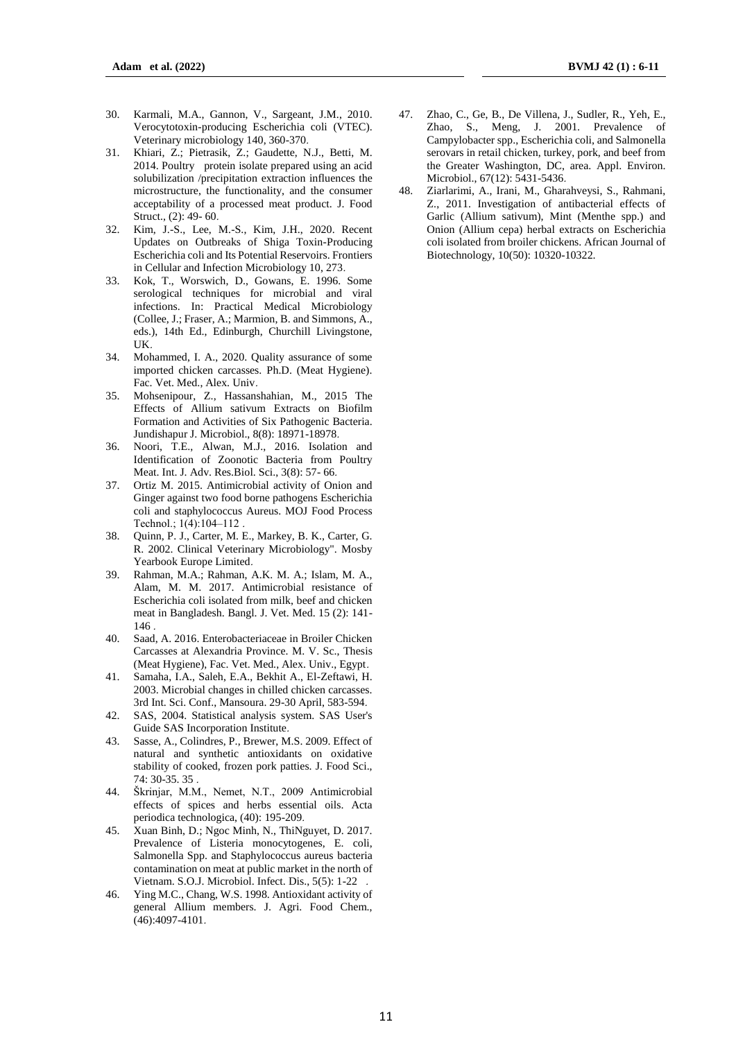30. Karmali, M.A., Gannon, V., Sargeant, J.M., 2010. Verocytotoxin-producing Escherichia coli (VTEC). Veterinary microbiology 140, 360-370.
31. Khiari, Z.; Pietrasik, Z.; Gaudette, N.J., Betti, M. 2014. Poultry protein isolate prepared using an acid solubilization /precipitation extraction influences the microstructure, the functionality, and the consumer acceptability of a processed meat product. J. Food Struct., (2): 49- 60.
32. Kim, J.-S., Lee, M.-S., Kim, J.H., 2020. Recent Updates on Outbreaks of Shiga Toxin-Producing Escherichia coli and Its Potential Reservoirs. Frontiers in Cellular and Infection Microbiology 10, 273.
33. Kok, T., Worswich, D., Gowans, E. 1996. Some serological techniques for microbial and viral infections. In: Practical Medical Microbiology (Collee, J.; Fraser, A.; Marmion, B. and Simmons, A., eds.), 14th Ed., Edinburgh, Churchill Livingstone, UK.
34. Mohammed, I. A., 2020. Quality assurance of some imported chicken carcasses. Ph.D. (Meat Hygiene). Fac. Vet. Med., Alex. Univ.
35. Mohsenipour, Z., Hassanshahian, M., 2015 The Effects of Allium sativum Extracts on Biofilm Formation and Activities of Six Pathogenic Bacteria. Jundishapur J. Microbiol., 8(8): 18971-18978.
36. Noori, T.E., Alwan, M.J., 2016. Isolation and Identification of Zoonotic Bacteria from Poultry Meat. Int. J. Adv. Res.Biol. Sci., 3(8): 57- 66.
37. Ortiz M. 2015. Antimicrobial activity of Onion and Ginger against two food borne pathogens Escherichia coli and staphylococcus Aureus. MOJ Food Process Technol.; 1(4):104–112 .
38. Quinn, P. J., Carter, M. E., Markey, B. K., Carter, G. R. 2002. Clinical Veterinary Microbiology". Mosby Yearbook Europe Limited.
39. Rahman, M.A.; Rahman, A.K. M. A.; Islam, M. A., Alam, M. M. 2017. Antimicrobial resistance of Escherichia coli isolated from milk, beef and chicken meat in Bangladesh. Bangl. J. Vet. Med. 15 (2): 141-146 .
40. Saad, A. 2016. Enterobacteriaceae in Broiler Chicken Carcasses at Alexandria Province. M. V. Sc., Thesis (Meat Hygiene), Fac. Vet. Med., Alex. Univ., Egypt.
41. Samaha, I.A., Saleh, E.A., Bekhit A., El-Zeftawi, H. 2003. Microbial changes in chilled chicken carcasses. 3rd Int. Sci. Conf., Mansoura. 29-30 April, 583-594.
42. SAS, 2004. Statistical analysis system. SAS User's Guide SAS Incorporation Institute.
43. Sasse, A., Colindres, P., Brewer, M.S. 2009. Effect of natural and synthetic antioxidants on oxidative stability of cooked, frozen pork patties. J. Food Sci., 74: 30-35. 35 .
44. Škrinjar, M.M., Nemet, N.T., 2009 Antimicrobial effects of spices and herbs essential oils. Acta periodica technologica, (40): 195-209.
45. Xuan Binh, D.; Ngoc Minh, N., ThiNguyet, D. 2017. Prevalence of Listeria monocytogenes, E. coli, Salmonella Spp. and Staphylococcus aureus bacteria contamination on meat at public market in the north of Vietnam. S.O.J. Microbiol. Infect. Dis., 5(5): 1-22 .
46. Ying M.C., Chang, W.S. 1998. Antioxidant activity of general Allium members. J. Agri. Food Chem., (46):4097-4101.
47. Zhao, C., Ge, B., De Villena, J., Sudler, R., Yeh, E., Zhao, S., Meng, J. 2001. Prevalence of Campylobacter spp., Escherichia coli, and Salmonella serovars in retail chicken, turkey, pork, and beef from the Greater Washington, DC, area. Appl. Environ. Microbiol., 67(12): 5431-5436.
48. Ziarlarimi, A., Irani, M., Gharahveysi, S., Rahmani, Z., 2011. Investigation of antibacterial effects of Garlic (Allium sativum), Mint (Menthe spp.) and Onion (Allium cepa) herbal extracts on Escherichia coli isolated from broiler chickens. African Journal of Biotechnology, 10(50): 10320-10322.